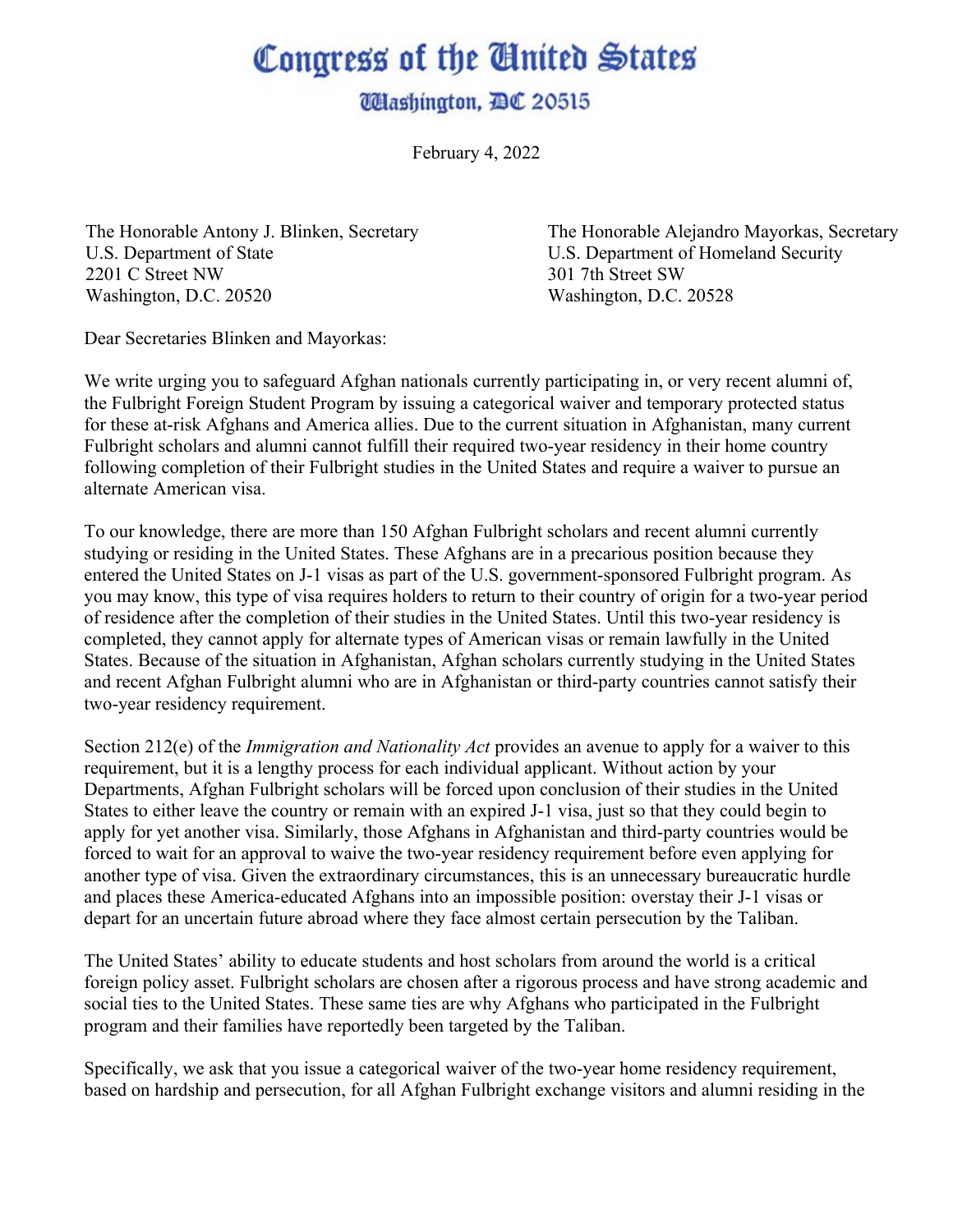# Congress of the United States

## Washington, DC 20515

February 4, 2022

The Honorable Antony J. Blinken, Secretary
U.S. Department of State
2201 C Street NW
Washington, D.C. 20520

The Honorable Alejandro Mayorkas, Secretary
U.S. Department of Homeland Security
301 7th Street SW
Washington, D.C. 20528

Dear Secretaries Blinken and Mayorkas:

We write urging you to safeguard Afghan nationals currently participating in, or very recent alumni of, the Fulbright Foreign Student Program by issuing a categorical waiver and temporary protected status for these at-risk Afghans and America allies. Due to the current situation in Afghanistan, many current Fulbright scholars and alumni cannot fulfill their required two-year residency in their home country following completion of their Fulbright studies in the United States and require a waiver to pursue an alternate American visa.

To our knowledge, there are more than 150 Afghan Fulbright scholars and recent alumni currently studying or residing in the United States. These Afghans are in a precarious position because they entered the United States on J-1 visas as part of the U.S. government-sponsored Fulbright program. As you may know, this type of visa requires holders to return to their country of origin for a two-year period of residence after the completion of their studies in the United States. Until this two-year residency is completed, they cannot apply for alternate types of American visas or remain lawfully in the United States. Because of the situation in Afghanistan, Afghan scholars currently studying in the United States and recent Afghan Fulbright alumni who are in Afghanistan or third-party countries cannot satisfy their two-year residency requirement.

Section 212(e) of the *Immigration and Nationality Act* provides an avenue to apply for a waiver to this requirement, but it is a lengthy process for each individual applicant. Without action by your Departments, Afghan Fulbright scholars will be forced upon conclusion of their studies in the United States to either leave the country or remain with an expired J-1 visa, just so that they could begin to apply for yet another visa. Similarly, those Afghans in Afghanistan and third-party countries would be forced to wait for an approval to waive the two-year residency requirement before even applying for another type of visa. Given the extraordinary circumstances, this is an unnecessary bureaucratic hurdle and places these America-educated Afghans into an impossible position: overstay their J-1 visas or depart for an uncertain future abroad where they face almost certain persecution by the Taliban.

The United States' ability to educate students and host scholars from around the world is a critical foreign policy asset. Fulbright scholars are chosen after a rigorous process and have strong academic and social ties to the United States. These same ties are why Afghans who participated in the Fulbright program and their families have reportedly been targeted by the Taliban.

Specifically, we ask that you issue a categorical waiver of the two-year home residency requirement, based on hardship and persecution, for all Afghan Fulbright exchange visitors and alumni residing in the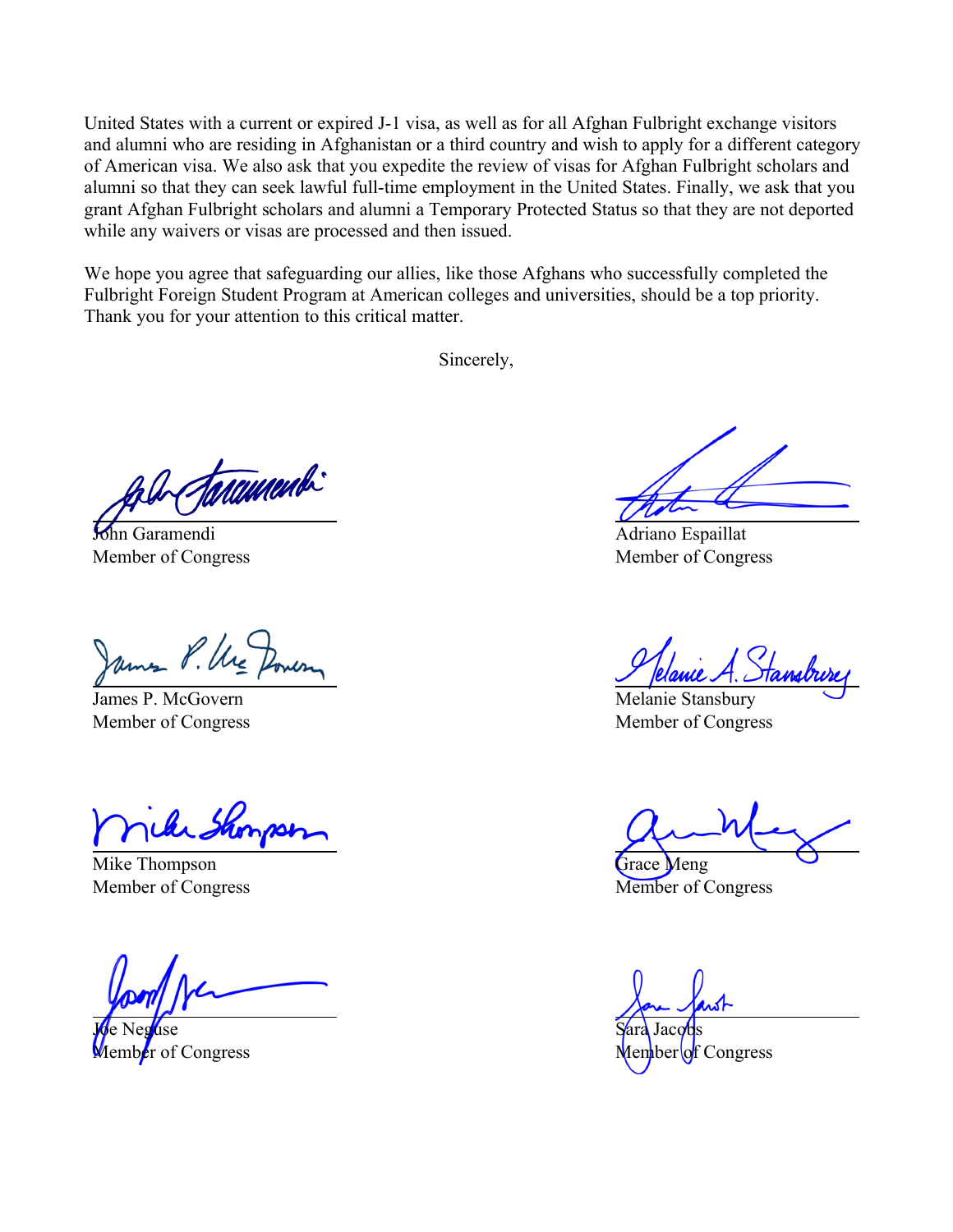United States with a current or expired J-1 visa, as well as for all Afghan Fulbright exchange visitors and alumni who are residing in Afghanistan or a third country and wish to apply for a different category of American visa. We also ask that you expedite the review of visas for Afghan Fulbright scholars and alumni so that they can seek lawful full-time employment in the United States. Finally, we ask that you grant Afghan Fulbright scholars and alumni a Temporary Protected Status so that they are not deported while any waivers or visas are processed and then issued.

We hope you agree that safeguarding our allies, like those Afghans who successfully completed the Fulbright Foreign Student Program at American colleges and universities, should be a top priority. Thank you for your attention to this critical matter.

Sincerely,

John Garamendi
Member of Congress

Adriano Espaillat
Member of Congress

James P. McGovern
Member of Congress

Melanie Stansbury
Member of Congress

Mike Thompson
Member of Congress

Grace Meng
Member of Congress

Joe Neguse
Member of Congress

Sara Jacobs
Member of Congress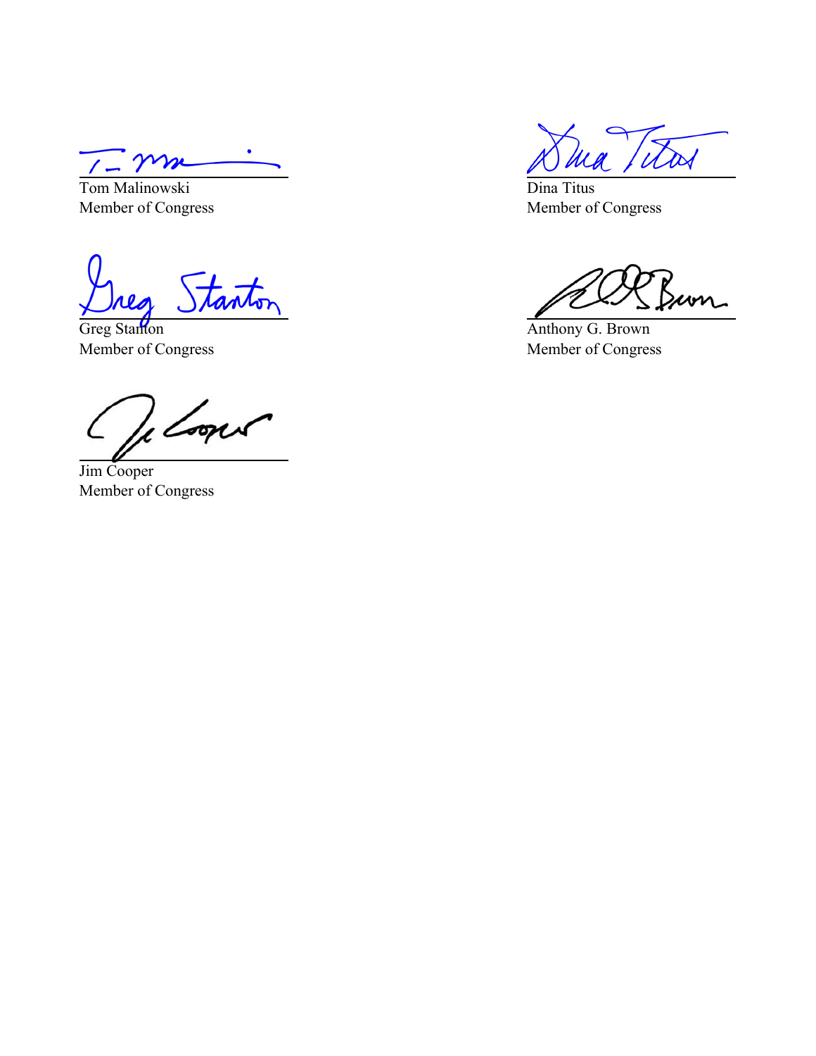Tom Malinowski
Member of Congress

Dina Titus
Member of Congress

Greg Stanton
Member of Congress

Anthony G. Brown
Member of Congress

Jim Cooper
Member of Congress